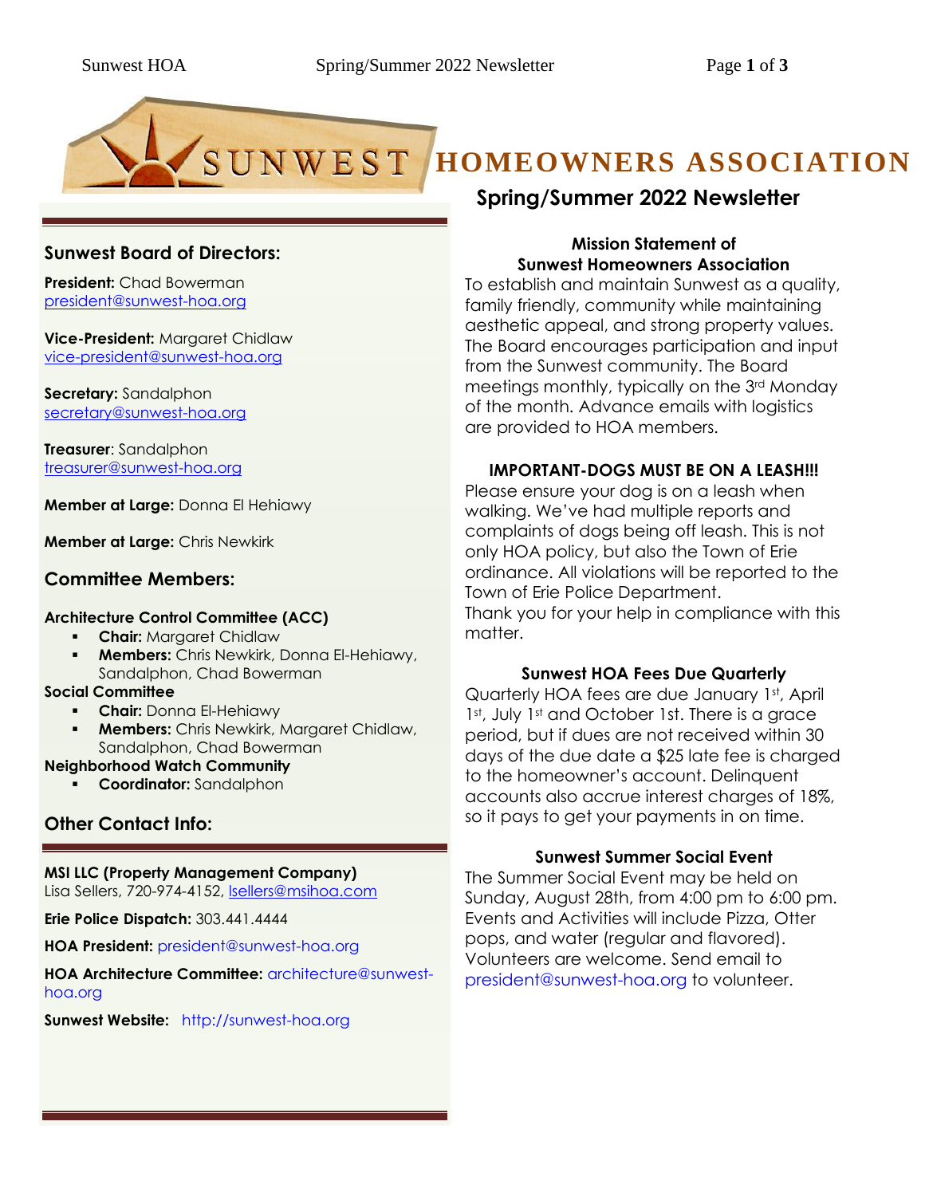# SUNWEST HOMEOWNERS ASSOCIATION

## Spring/Summer 2022 Newsletter

### Sunwest Board of Directors:

**President:** Chad Bowerman
president@sunwest-hoa.org

**Vice-President:** Margaret Chidlaw
vice-president@sunwest-hoa.org

**Secretary:** Sandalphon
secretary@sunwest-hoa.org

**Treasurer**: Sandalphon
treasurer@sunwest-hoa.org

**Member at Large:** Donna El Hehiawy

**Member at Large:** Chris Newkirk

### Committee Members:

**Architecture Control Committee (ACC)**

- **Chair:** Margaret Chidlaw
- **Members:** Chris Newkirk, Donna El-Hehiawy, Sandalphon, Chad Bowerman

**Social Committee**

- **Chair:** Donna El-Hehiawy
- **Members:** Chris Newkirk, Margaret Chidlaw, Sandalphon, Chad Bowerman

**Neighborhood Watch Community**

- **Coordinator:** Sandalphon

### Other Contact Info:

**MSI LLC (Property Management Company)**
Lisa Sellers, 720-974-4152, lsellers@msihoa.com

**Erie Police Dispatch:** 303.441.4444

**HOA President:** president@sunwest-hoa.org

**HOA Architecture Committee:** architecture@sunwest-hoa.org

**Sunwest Website:** http://sunwest-hoa.org

### Mission Statement of Sunwest Homeowners Association

To establish and maintain Sunwest as a quality, family friendly, community while maintaining aesthetic appeal, and strong property values. The Board encourages participation and input from the Sunwest community. The Board meetings monthly, typically on the 3rd Monday of the month. Advance emails with logistics are provided to HOA members.

### IMPORTANT-DOGS MUST BE ON A LEASH!!!

Please ensure your dog is on a leash when walking. We've had multiple reports and complaints of dogs being off leash. This is not only HOA policy, but also the Town of Erie ordinance. All violations will be reported to the Town of Erie Police Department.
Thank you for your help in compliance with this matter.

### Sunwest HOA Fees Due Quarterly

Quarterly HOA fees are due January 1st, April 1st, July 1st and October 1st. There is a grace period, but if dues are not received within 30 days of the due date a $25 late fee is charged to the homeowner's account. Delinquent accounts also accrue interest charges of 18%, so it pays to get your payments in on time.

### Sunwest Summer Social Event

The Summer Social Event may be held on Sunday, August 28th, from 4:00 pm to 6:00 pm. Events and Activities will include Pizza, Otter pops, and water (regular and flavored). Volunteers are welcome. Send email to president@sunwest-hoa.org to volunteer.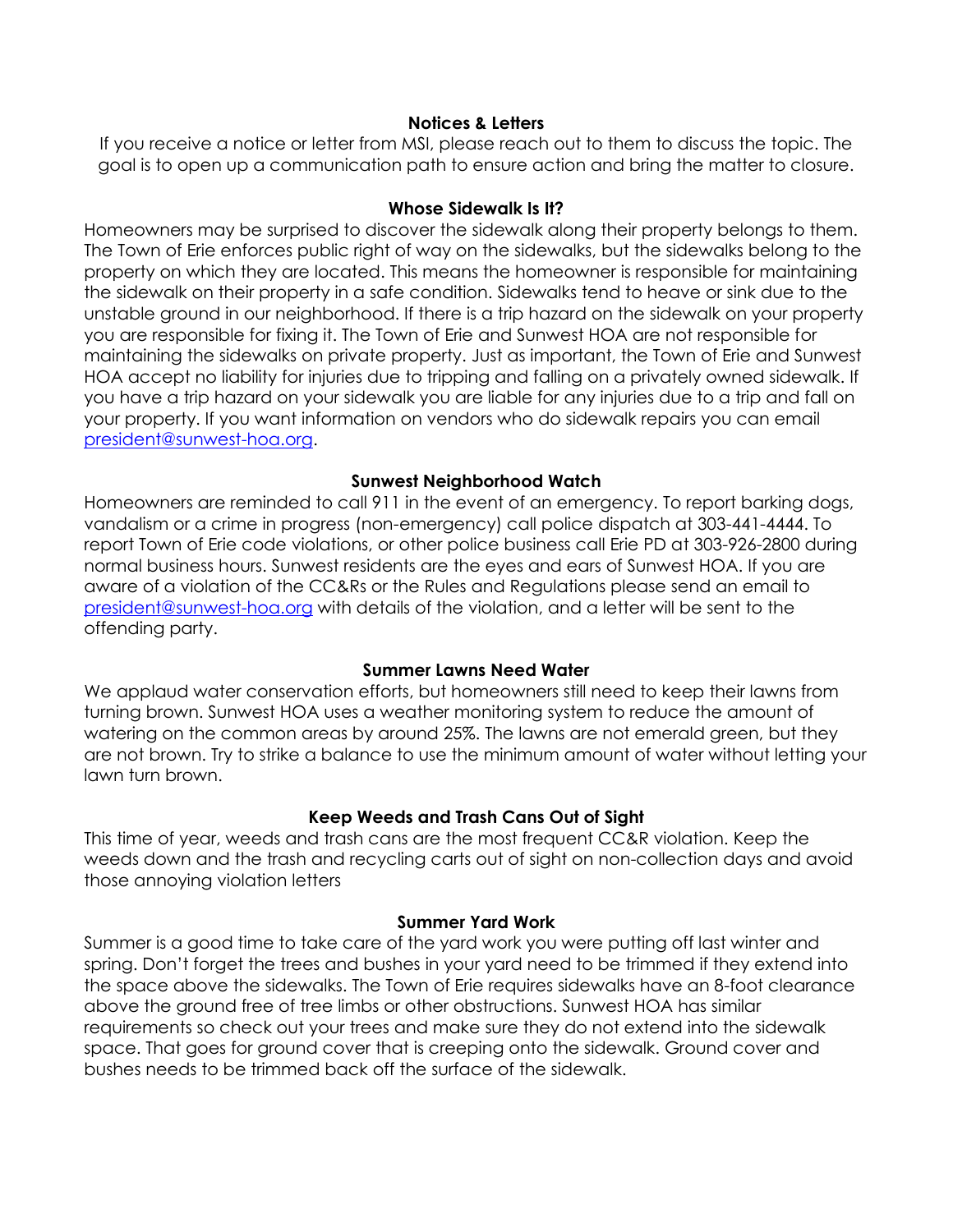### Notices & Letters

If you receive a notice or letter from MSI, please reach out to them to discuss the topic. The goal is to open up a communication path to ensure action and bring the matter to closure.

### Whose Sidewalk Is It?

Homeowners may be surprised to discover the sidewalk along their property belongs to them. The Town of Erie enforces public right of way on the sidewalks, but the sidewalks belong to the property on which they are located. This means the homeowner is responsible for maintaining the sidewalk on their property in a safe condition. Sidewalks tend to heave or sink due to the unstable ground in our neighborhood. If there is a trip hazard on the sidewalk on your property you are responsible for fixing it. The Town of Erie and Sunwest HOA are not responsible for maintaining the sidewalks on private property. Just as important, the Town of Erie and Sunwest HOA accept no liability for injuries due to tripping and falling on a privately owned sidewalk. If you have a trip hazard on your sidewalk you are liable for any injuries due to a trip and fall on your property. If you want information on vendors who do sidewalk repairs you can email president@sunwest-hoa.org.

### Sunwest Neighborhood Watch

Homeowners are reminded to call 911 in the event of an emergency. To report barking dogs, vandalism or a crime in progress (non-emergency) call police dispatch at 303-441-4444. To report Town of Erie code violations, or other police business call Erie PD at 303-926-2800 during normal business hours. Sunwest residents are the eyes and ears of Sunwest HOA. If you are aware of a violation of the CC&Rs or the Rules and Regulations please send an email to president@sunwest-hoa.org with details of the violation, and a letter will be sent to the offending party.

### Summer Lawns Need Water

We applaud water conservation efforts, but homeowners still need to keep their lawns from turning brown. Sunwest HOA uses a weather monitoring system to reduce the amount of watering on the common areas by around 25%. The lawns are not emerald green, but they are not brown. Try to strike a balance to use the minimum amount of water without letting your lawn turn brown.

### Keep Weeds and Trash Cans Out of Sight

This time of year, weeds and trash cans are the most frequent CC&R violation. Keep the weeds down and the trash and recycling carts out of sight on non-collection days and avoid those annoying violation letters

### Summer Yard Work

Summer is a good time to take care of the yard work you were putting off last winter and spring. Don't forget the trees and bushes in your yard need to be trimmed if they extend into the space above the sidewalks. The Town of Erie requires sidewalks have an 8-foot clearance above the ground free of tree limbs or other obstructions. Sunwest HOA has similar requirements so check out your trees and make sure they do not extend into the sidewalk space. That goes for ground cover that is creeping onto the sidewalk. Ground cover and bushes needs to be trimmed back off the surface of the sidewalk.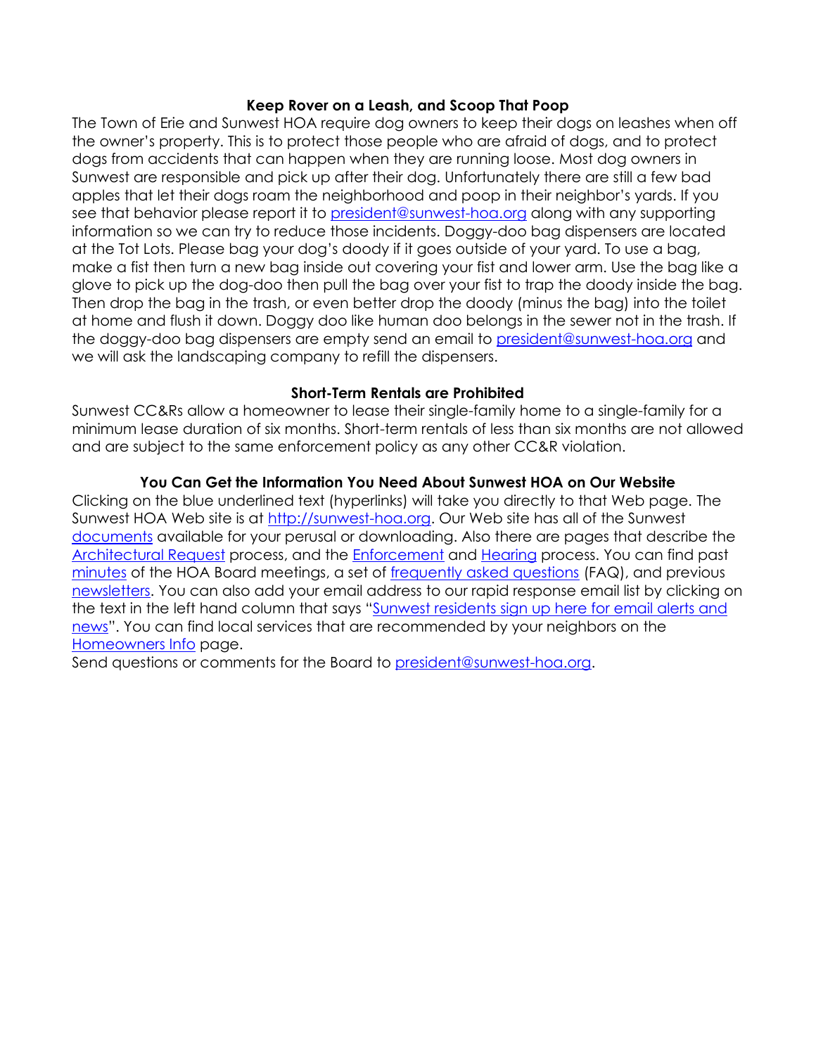### Keep Rover on a Leash, and Scoop That Poop

The Town of Erie and Sunwest HOA require dog owners to keep their dogs on leashes when off the owner's property. This is to protect those people who are afraid of dogs, and to protect dogs from accidents that can happen when they are running loose. Most dog owners in Sunwest are responsible and pick up after their dog. Unfortunately there are still a few bad apples that let their dogs roam the neighborhood and poop in their neighbor's yards. If you see that behavior please report it to president@sunwest-hoa.org along with any supporting information so we can try to reduce those incidents. Doggy-doo bag dispensers are located at the Tot Lots. Please bag your dog's doody if it goes outside of your yard. To use a bag, make a fist then turn a new bag inside out covering your fist and lower arm. Use the bag like a glove to pick up the dog-doo then pull the bag over your fist to trap the doody inside the bag. Then drop the bag in the trash, or even better drop the doody (minus the bag) into the toilet at home and flush it down. Doggy doo like human doo belongs in the sewer not in the trash. If the doggy-doo bag dispensers are empty send an email to president@sunwest-hoa.org and we will ask the landscaping company to refill the dispensers.

### Short-Term Rentals are Prohibited

Sunwest CC&Rs allow a homeowner to lease their single-family home to a single-family for a minimum lease duration of six months. Short-term rentals of less than six months are not allowed and are subject to the same enforcement policy as any other CC&R violation.

### You Can Get the Information You Need About Sunwest HOA on Our Website

Clicking on the blue underlined text (hyperlinks) will take you directly to that Web page. The Sunwest HOA Web site is at http://sunwest-hoa.org. Our Web site has all of the Sunwest documents available for your perusal or downloading. Also there are pages that describe the Architectural Request process, and the Enforcement and Hearing process. You can find past minutes of the HOA Board meetings, a set of frequently asked questions (FAQ), and previous newsletters. You can also add your email address to our rapid response email list by clicking on the text in the left hand column that says "Sunwest residents sign up here for email alerts and news". You can find local services that are recommended by your neighbors on the Homeowners Info page.

Send questions or comments for the Board to president@sunwest-hoa.org.